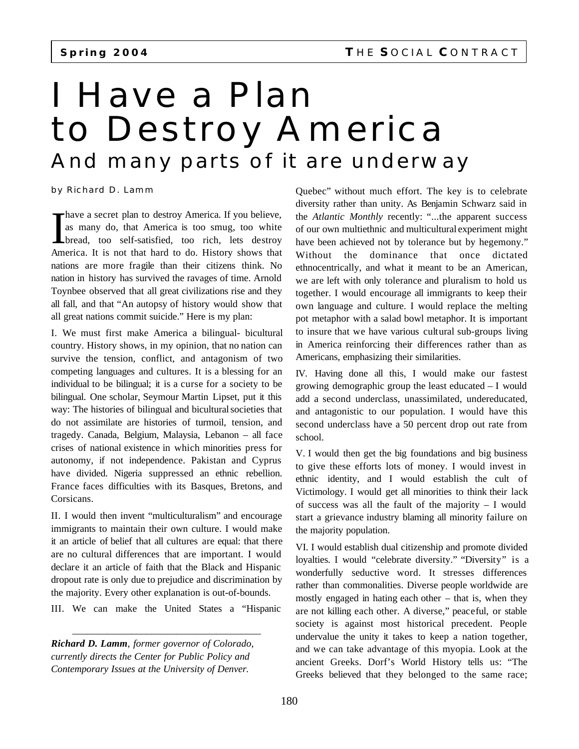# I Have a Plan to Destroy America

## And many parts of it are underway

by Richard D. Lamm

I have a secret plan to destroy America. If you believe, as many do, that America is too smug, too white bread, too self-satisfied, too rich, lets destroy America. It is not that hard to do. History shows that nations are more fragile than their citizens think. No nation in history has survived the ravages of time. Arnold Toynbee observed that all great civilizations rise and they all fall, and that "An autopsy of history would show that all great nations commit suicide." Here is my plan:

I. We must first make America a bilingual- bicultural country. History shows, in my opinion, that no nation can survive the tension, conflict, and antagonism of two competing languages and cultures. It is a blessing for an individual to be bilingual; it is a curse for a society to be bilingual. One scholar, Seymour Martin Lipset, put it this way: The histories of bilingual and bicultural societies that do not assimilate are histories of turmoil, tension, and tragedy. Canada, Belgium, Malaysia, Lebanon – all face crises of national existence in which minorities press for autonomy, if not independence. Pakistan and Cyprus have divided. Nigeria suppressed an ethnic rebellion. France faces difficulties with its Basques, Bretons, and Corsicans.

II. I would then invent "multiculturalism" and encourage immigrants to maintain their own culture. I would make it an article of belief that all cultures are equal: that there are no cultural differences that are important. I would declare it an article of faith that the Black and Hispanic dropout rate is only due to prejudice and discrimination by the majority. Every other explanation is out-of-bounds.

III. We can make the United States a "Hispanic Quebec" without much effort. The key is to celebrate diversity rather than unity. As Benjamin Schwarz said in the *Atlantic Monthly* recently: "...the apparent success of our own multiethnic and multicultural experiment might have been achieved not by tolerance but by hegemony." Without the dominance that once dictated ethnocentrically, and what it meant to be an American, we are left with only tolerance and pluralism to hold us together. I would encourage all immigrants to keep their own language and culture. I would replace the melting pot metaphor with a salad bowl metaphor. It is important to insure that we have various cultural sub-groups living in America reinforcing their differences rather than as Americans, emphasizing their similarities.

IV. Having done all this, I would make our fastest growing demographic group the least educated – I would add a second underclass, unassimilated, undereducated, and antagonistic to our population. I would have this second underclass have a 50 percent drop out rate from school.

V. I would then get the big foundations and big business to give these efforts lots of money. I would invest in ethnic identity, and I would establish the cult of Victimology. I would get all minorities to think their lack of success was all the fault of the majority – I would start a grievance industry blaming all minority failure on the majority population.

VI. I would establish dual citizenship and promote divided loyalties. I would "celebrate diversity." "Diversity" is a wonderfully seductive word. It stresses differences rather than commonalities. Diverse people worldwide are mostly engaged in hating each other – that is, when they are not killing each other. A diverse," peaceful, or stable society is against most historical precedent. People undervalue the unity it takes to keep a nation together, and we can take advantage of this myopia. Look at the ancient Greeks. Dorf's World History tells us: "The Greeks believed that they belonged to the same race;

---

***Richard D. Lamm**, former governor of Colorado, currently directs the Center for Public Policy and Contemporary Issues at the University of Denver.*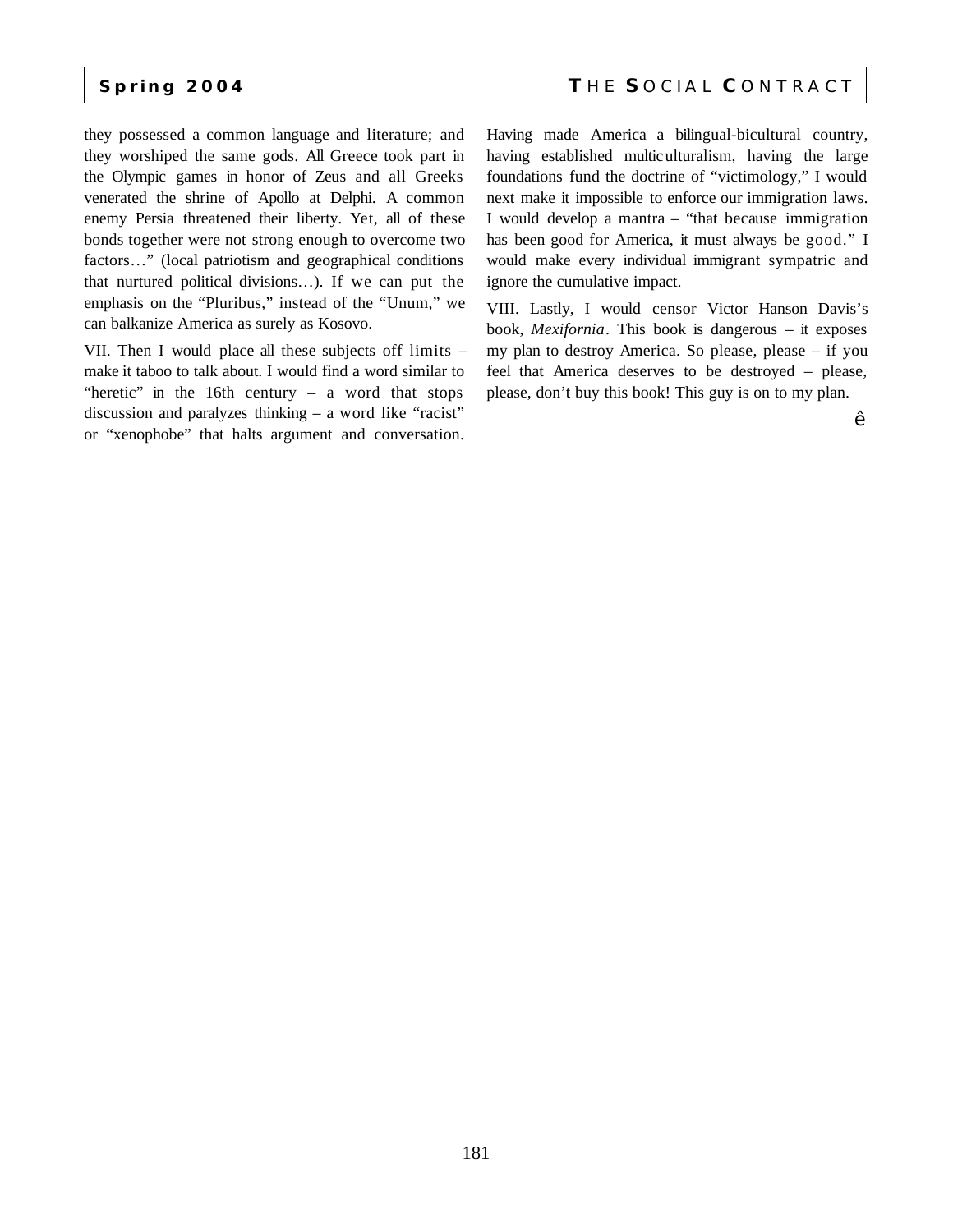they possessed a common language and literature; and they worshiped the same gods. All Greece took part in the Olympic games in honor of Zeus and all Greeks venerated the shrine of Apollo at Delphi. A common enemy Persia threatened their liberty. Yet, all of these bonds together were not strong enough to overcome two factors…" (local patriotism and geographical conditions that nurtured political divisions…). If we can put the emphasis on the "Pluribus," instead of the "Unum," we can balkanize America as surely as Kosovo.

VII. Then I would place all these subjects off limits – make it taboo to talk about. I would find a word similar to "heretic" in the 16th century – a word that stops discussion and paralyzes thinking – a word like "racist" or "xenophobe" that halts argument and conversation. Having made America a bilingual-bicultural country, having established multiculturalism, having the large foundations fund the doctrine of "victimology," I would next make it impossible to enforce our immigration laws. I would develop a mantra – "that because immigration has been good for America, it must always be good." I would make every individual immigrant sympatric and ignore the cumulative impact.

VIII. Lastly, I would censor Victor Hanson Davis's book, *Mexifornia*. This book is dangerous – it exposes my plan to destroy America. So please, please – if you feel that America deserves to be destroyed – please, please, don't buy this book! This guy is on to my plan.